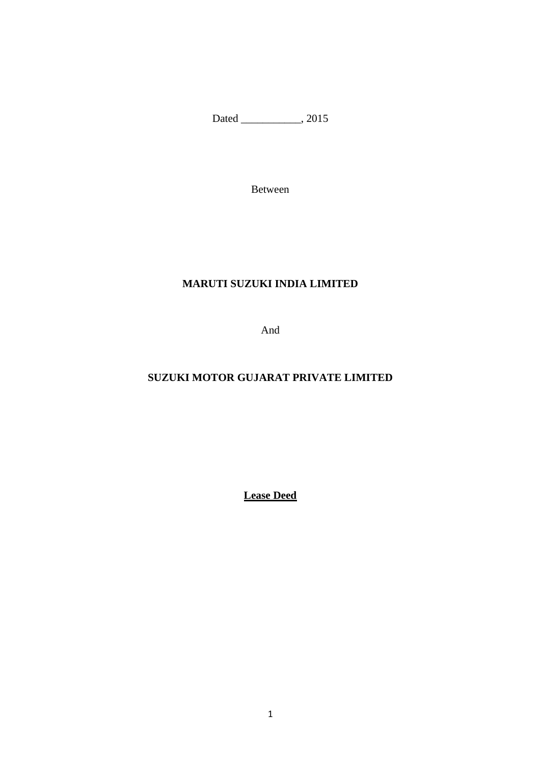Dated ___________, 2015

Between

**MARUTI SUZUKI INDIA LIMITED**

And

**SUZUKI MOTOR GUJARAT PRIVATE LIMITED**

**Lease Deed**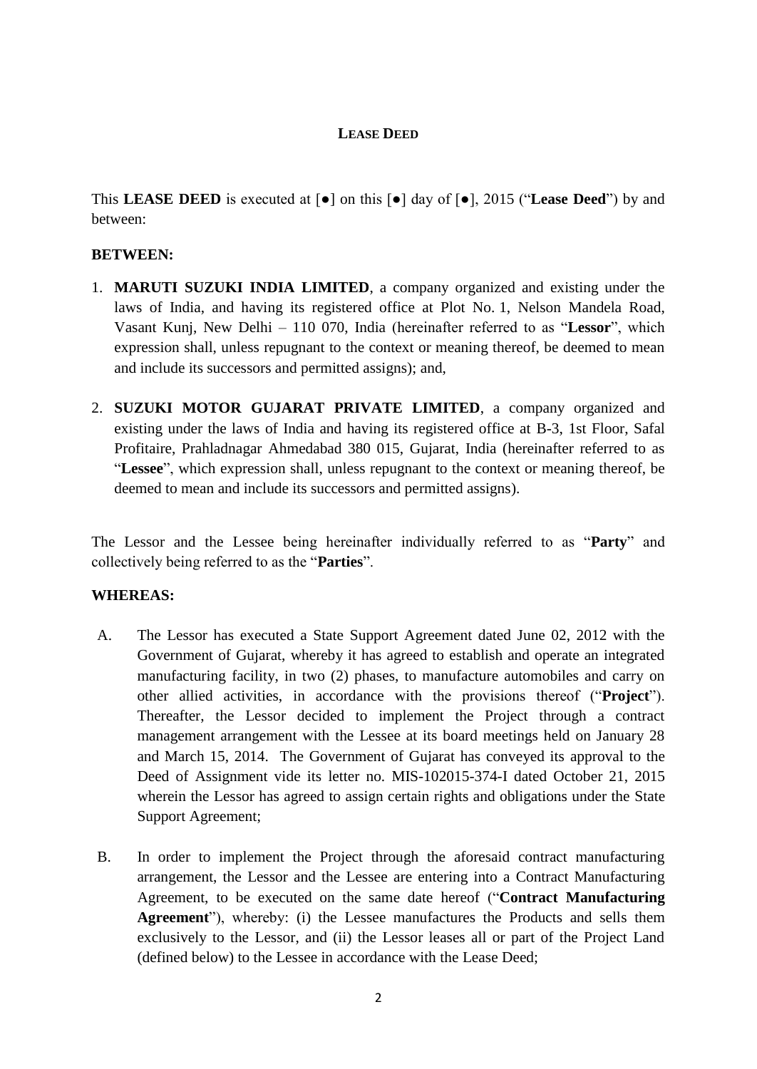**LEASE DEED**

This **LEASE DEED** is executed at [●] on this [●] day of [●], 2015 ("**Lease Deed**") by and between:

**BETWEEN:**

1. **MARUTI SUZUKI INDIA LIMITED**, a company organized and existing under the laws of India, and having its registered office at Plot No. 1, Nelson Mandela Road, Vasant Kunj, New Delhi – 110 070, India (hereinafter referred to as "**Lessor**", which expression shall, unless repugnant to the context or meaning thereof, be deemed to mean and include its successors and permitted assigns); and,

2. **SUZUKI MOTOR GUJARAT PRIVATE LIMITED**, a company organized and existing under the laws of India and having its registered office at B-3, 1st Floor, Safal Profitaire, Prahladnagar Ahmedabad 380 015, Gujarat, India (hereinafter referred to as "**Lessee**", which expression shall, unless repugnant to the context or meaning thereof, be deemed to mean and include its successors and permitted assigns).

The Lessor and the Lessee being hereinafter individually referred to as "**Party**" and collectively being referred to as the "**Parties**".

**WHEREAS:**

A. The Lessor has executed a State Support Agreement dated June 02, 2012 with the Government of Gujarat, whereby it has agreed to establish and operate an integrated manufacturing facility, in two (2) phases, to manufacture automobiles and carry on other allied activities, in accordance with the provisions thereof ("**Project**"). Thereafter, the Lessor decided to implement the Project through a contract management arrangement with the Lessee at its board meetings held on January 28 and March 15, 2014. The Government of Gujarat has conveyed its approval to the Deed of Assignment vide its letter no. MIS-102015-374-I dated October 21, 2015 wherein the Lessor has agreed to assign certain rights and obligations under the State Support Agreement;

B. In order to implement the Project through the aforesaid contract manufacturing arrangement, the Lessor and the Lessee are entering into a Contract Manufacturing Agreement, to be executed on the same date hereof ("**Contract Manufacturing Agreement**"), whereby: (i) the Lessee manufactures the Products and sells them exclusively to the Lessor, and (ii) the Lessor leases all or part of the Project Land (defined below) to the Lessee in accordance with the Lease Deed;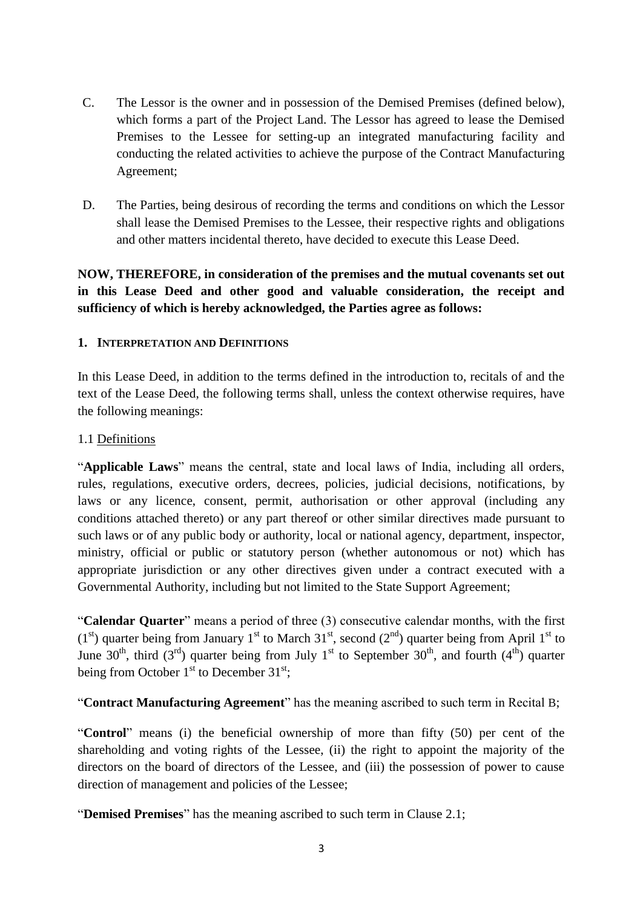C. The Lessor is the owner and in possession of the Demised Premises (defined below), which forms a part of the Project Land. The Lessor has agreed to lease the Demised Premises to the Lessee for setting-up an integrated manufacturing facility and conducting the related activities to achieve the purpose of the Contract Manufacturing Agreement;

D. The Parties, being desirous of recording the terms and conditions on which the Lessor shall lease the Demised Premises to the Lessee, their respective rights and obligations and other matters incidental thereto, have decided to execute this Lease Deed.

**NOW, THEREFORE, in consideration of the premises and the mutual covenants set out in this Lease Deed and other good and valuable consideration, the receipt and sufficiency of which is hereby acknowledged, the Parties agree as follows:**

## 1. INTERPRETATION AND DEFINITIONS

In this Lease Deed, in addition to the terms defined in the introduction to, recitals of and the text of the Lease Deed, the following terms shall, unless the context otherwise requires, have the following meanings:

1.1 Definitions

"**Applicable Laws**" means the central, state and local laws of India, including all orders, rules, regulations, executive orders, decrees, policies, judicial decisions, notifications, by laws or any licence, consent, permit, authorisation or other approval (including any conditions attached thereto) or any part thereof or other similar directives made pursuant to such laws or of any public body or authority, local or national agency, department, inspector, ministry, official or public or statutory person (whether autonomous or not) which has appropriate jurisdiction or any other directives given under a contract executed with a Governmental Authority, including but not limited to the State Support Agreement;

"**Calendar Quarter**" means a period of three (3) consecutive calendar months, with the first (1st) quarter being from January 1st to March 31st, second (2nd) quarter being from April 1st to June 30th, third (3rd) quarter being from July 1st to September 30th, and fourth (4th) quarter being from October 1st to December 31st;

"**Contract Manufacturing Agreement**" has the meaning ascribed to such term in Recital B;

"**Control**" means (i) the beneficial ownership of more than fifty (50) per cent of the shareholding and voting rights of the Lessee, (ii) the right to appoint the majority of the directors on the board of directors of the Lessee, and (iii) the possession of power to cause direction of management and policies of the Lessee;

"**Demised Premises**" has the meaning ascribed to such term in Clause 2.1;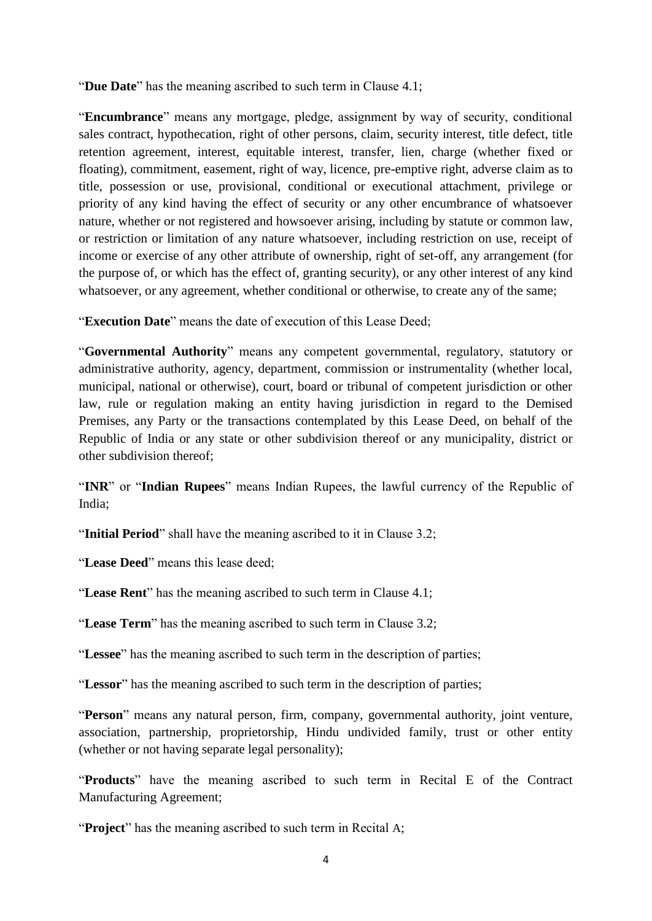"**Due Date**" has the meaning ascribed to such term in Clause 4.1;

"**Encumbrance**" means any mortgage, pledge, assignment by way of security, conditional sales contract, hypothecation, right of other persons, claim, security interest, title defect, title retention agreement, interest, equitable interest, transfer, lien, charge (whether fixed or floating), commitment, easement, right of way, licence, pre-emptive right, adverse claim as to title, possession or use, provisional, conditional or executional attachment, privilege or priority of any kind having the effect of security or any other encumbrance of whatsoever nature, whether or not registered and howsoever arising, including by statute or common law, or restriction or limitation of any nature whatsoever, including restriction on use, receipt of income or exercise of any other attribute of ownership, right of set-off, any arrangement (for the purpose of, or which has the effect of, granting security), or any other interest of any kind whatsoever, or any agreement, whether conditional or otherwise, to create any of the same;

"**Execution Date**" means the date of execution of this Lease Deed;

"**Governmental Authority**" means any competent governmental, regulatory, statutory or administrative authority, agency, department, commission or instrumentality (whether local, municipal, national or otherwise), court, board or tribunal of competent jurisdiction or other law, rule or regulation making an entity having jurisdiction in regard to the Demised Premises, any Party or the transactions contemplated by this Lease Deed, on behalf of the Republic of India or any state or other subdivision thereof or any municipality, district or other subdivision thereof;

"**INR**" or "**Indian Rupees**" means Indian Rupees, the lawful currency of the Republic of India;

"**Initial Period**" shall have the meaning ascribed to it in Clause 3.2;

"**Lease Deed**" means this lease deed;

"**Lease Rent**" has the meaning ascribed to such term in Clause 4.1;

"**Lease Term**" has the meaning ascribed to such term in Clause 3.2;

"**Lessee**" has the meaning ascribed to such term in the description of parties;

"**Lessor**" has the meaning ascribed to such term in the description of parties;

"**Person**" means any natural person, firm, company, governmental authority, joint venture, association, partnership, proprietorship, Hindu undivided family, trust or other entity (whether or not having separate legal personality);

"**Products**" have the meaning ascribed to such term in Recital E of the Contract Manufacturing Agreement;

"**Project**" has the meaning ascribed to such term in Recital A;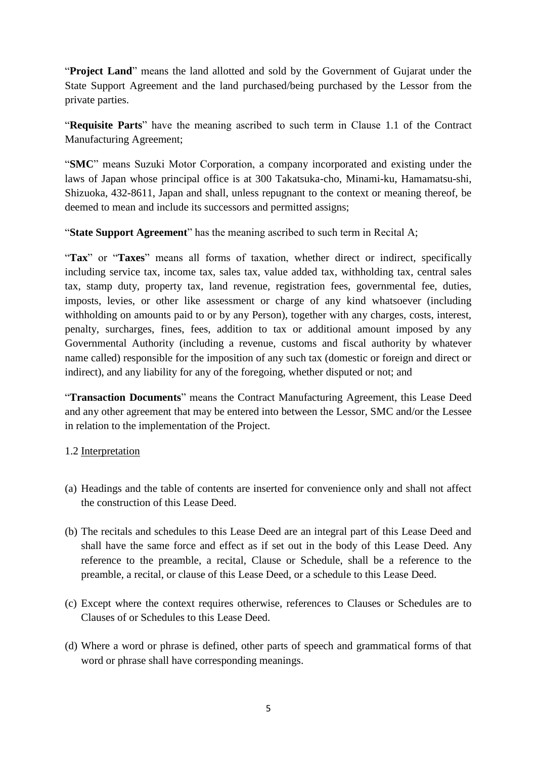"**Project Land**" means the land allotted and sold by the Government of Gujarat under the State Support Agreement and the land purchased/being purchased by the Lessor from the private parties.

"**Requisite Parts**" have the meaning ascribed to such term in Clause 1.1 of the Contract Manufacturing Agreement;

"**SMC**" means Suzuki Motor Corporation, a company incorporated and existing under the laws of Japan whose principal office is at 300 Takatsuka-cho, Minami-ku, Hamamatsu-shi, Shizuoka, 432-8611, Japan and shall, unless repugnant to the context or meaning thereof, be deemed to mean and include its successors and permitted assigns;

"**State Support Agreement**" has the meaning ascribed to such term in Recital A;

"**Tax**" or "**Taxes**" means all forms of taxation, whether direct or indirect, specifically including service tax, income tax, sales tax, value added tax, withholding tax, central sales tax, stamp duty, property tax, land revenue, registration fees, governmental fee, duties, imposts, levies, or other like assessment or charge of any kind whatsoever (including withholding on amounts paid to or by any Person), together with any charges, costs, interest, penalty, surcharges, fines, fees, addition to tax or additional amount imposed by any Governmental Authority (including a revenue, customs and fiscal authority by whatever name called) responsible for the imposition of any such tax (domestic or foreign and direct or indirect), and any liability for any of the foregoing, whether disputed or not; and

"**Transaction Documents**" means the Contract Manufacturing Agreement, this Lease Deed and any other agreement that may be entered into between the Lessor, SMC and/or the Lessee in relation to the implementation of the Project.

1.2 Interpretation

(a) Headings and the table of contents are inserted for convenience only and shall not affect the construction of this Lease Deed.

(b) The recitals and schedules to this Lease Deed are an integral part of this Lease Deed and shall have the same force and effect as if set out in the body of this Lease Deed. Any reference to the preamble, a recital, Clause or Schedule, shall be a reference to the preamble, a recital, or clause of this Lease Deed, or a schedule to this Lease Deed.

(c) Except where the context requires otherwise, references to Clauses or Schedules are to Clauses of or Schedules to this Lease Deed.

(d) Where a word or phrase is defined, other parts of speech and grammatical forms of that word or phrase shall have corresponding meanings.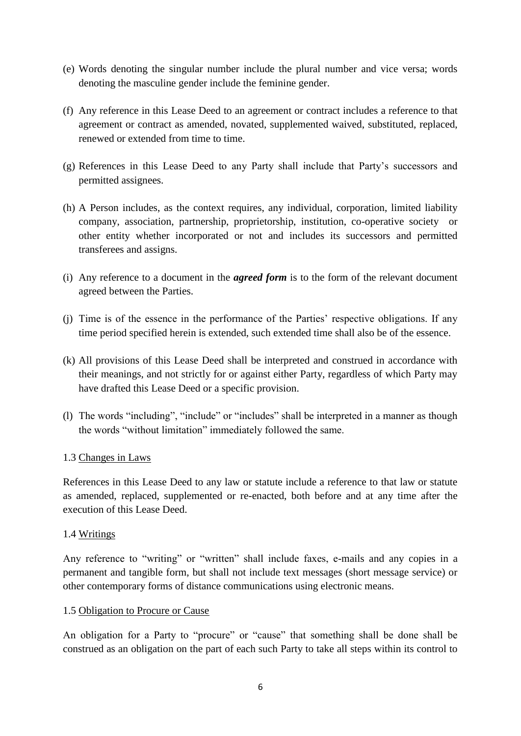(e) Words denoting the singular number include the plural number and vice versa; words denoting the masculine gender include the feminine gender.

(f) Any reference in this Lease Deed to an agreement or contract includes a reference to that agreement or contract as amended, novated, supplemented waived, substituted, replaced, renewed or extended from time to time.

(g) References in this Lease Deed to any Party shall include that Party's successors and permitted assignees.

(h) A Person includes, as the context requires, any individual, corporation, limited liability company, association, partnership, proprietorship, institution, co-operative society or other entity whether incorporated or not and includes its successors and permitted transferees and assigns.

(i) Any reference to a document in the ***agreed form*** is to the form of the relevant document agreed between the Parties.

(j) Time is of the essence in the performance of the Parties' respective obligations. If any time period specified herein is extended, such extended time shall also be of the essence.

(k) All provisions of this Lease Deed shall be interpreted and construed in accordance with their meanings, and not strictly for or against either Party, regardless of which Party may have drafted this Lease Deed or a specific provision.

(l) The words "including", "include" or "includes" shall be interpreted in a manner as though the words "without limitation" immediately followed the same.

1.3 Changes in Laws

References in this Lease Deed to any law or statute include a reference to that law or statute as amended, replaced, supplemented or re-enacted, both before and at any time after the execution of this Lease Deed.

1.4 Writings

Any reference to "writing" or "written" shall include faxes, e-mails and any copies in a permanent and tangible form, but shall not include text messages (short message service) or other contemporary forms of distance communications using electronic means.

1.5 Obligation to Procure or Cause

An obligation for a Party to "procure" or "cause" that something shall be done shall be construed as an obligation on the part of each such Party to take all steps within its control to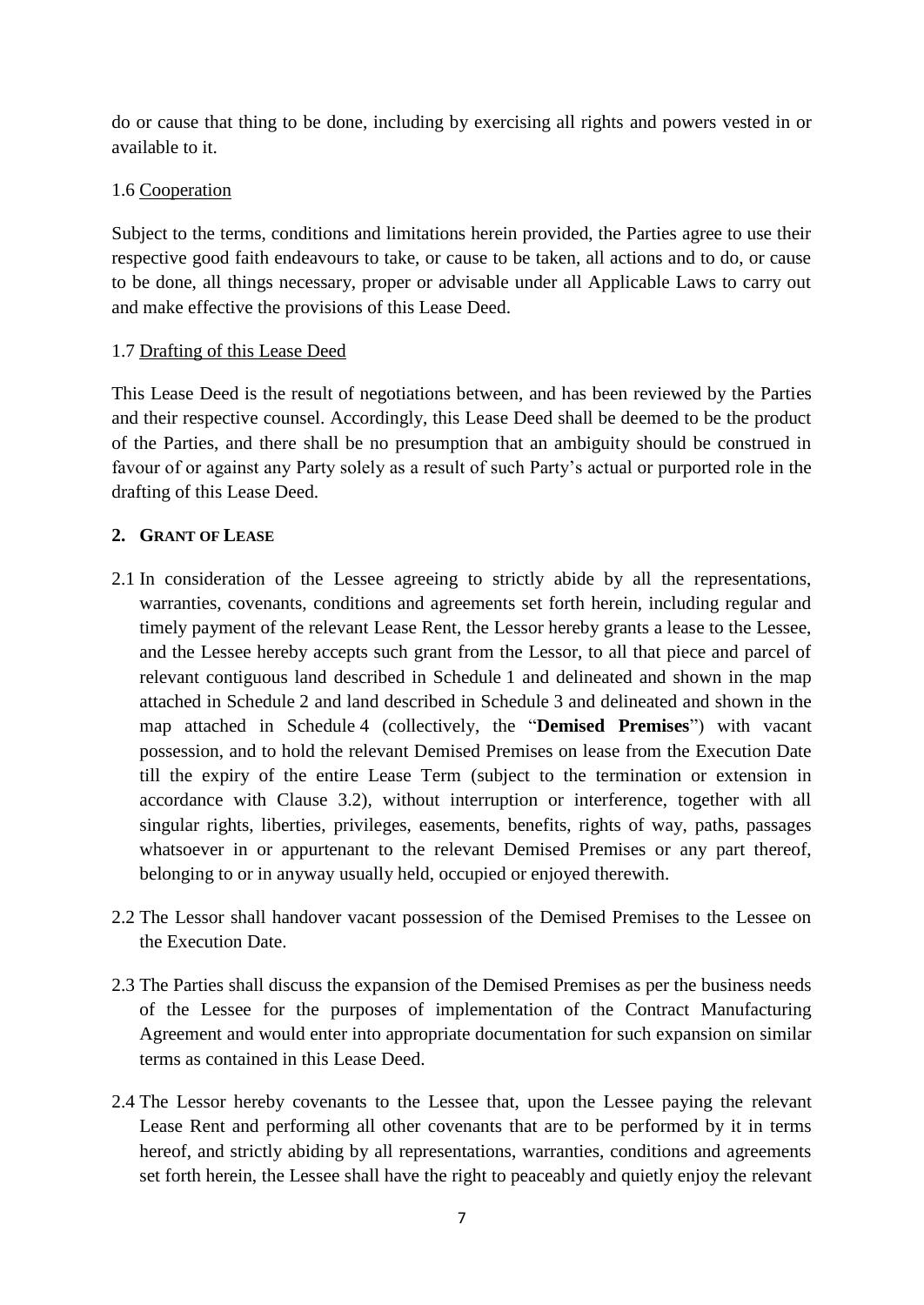do or cause that thing to be done, including by exercising all rights and powers vested in or available to it.

1.6 Cooperation

Subject to the terms, conditions and limitations herein provided, the Parties agree to use their respective good faith endeavours to take, or cause to be taken, all actions and to do, or cause to be done, all things necessary, proper or advisable under all Applicable Laws to carry out and make effective the provisions of this Lease Deed.

1.7 Drafting of this Lease Deed

This Lease Deed is the result of negotiations between, and has been reviewed by the Parties and their respective counsel. Accordingly, this Lease Deed shall be deemed to be the product of the Parties, and there shall be no presumption that an ambiguity should be construed in favour of or against any Party solely as a result of such Party's actual or purported role in the drafting of this Lease Deed.

## 2. GRANT OF LEASE

2.1 In consideration of the Lessee agreeing to strictly abide by all the representations, warranties, covenants, conditions and agreements set forth herein, including regular and timely payment of the relevant Lease Rent, the Lessor hereby grants a lease to the Lessee, and the Lessee hereby accepts such grant from the Lessor, to all that piece and parcel of relevant contiguous land described in Schedule 1 and delineated and shown in the map attached in Schedule 2 and land described in Schedule 3 and delineated and shown in the map attached in Schedule 4 (collectively, the "**Demised Premises**") with vacant possession, and to hold the relevant Demised Premises on lease from the Execution Date till the expiry of the entire Lease Term (subject to the termination or extension in accordance with Clause 3.2), without interruption or interference, together with all singular rights, liberties, privileges, easements, benefits, rights of way, paths, passages whatsoever in or appurtenant to the relevant Demised Premises or any part thereof, belonging to or in anyway usually held, occupied or enjoyed therewith.

2.2 The Lessor shall handover vacant possession of the Demised Premises to the Lessee on the Execution Date.

2.3 The Parties shall discuss the expansion of the Demised Premises as per the business needs of the Lessee for the purposes of implementation of the Contract Manufacturing Agreement and would enter into appropriate documentation for such expansion on similar terms as contained in this Lease Deed.

2.4 The Lessor hereby covenants to the Lessee that, upon the Lessee paying the relevant Lease Rent and performing all other covenants that are to be performed by it in terms hereof, and strictly abiding by all representations, warranties, conditions and agreements set forth herein, the Lessee shall have the right to peaceably and quietly enjoy the relevant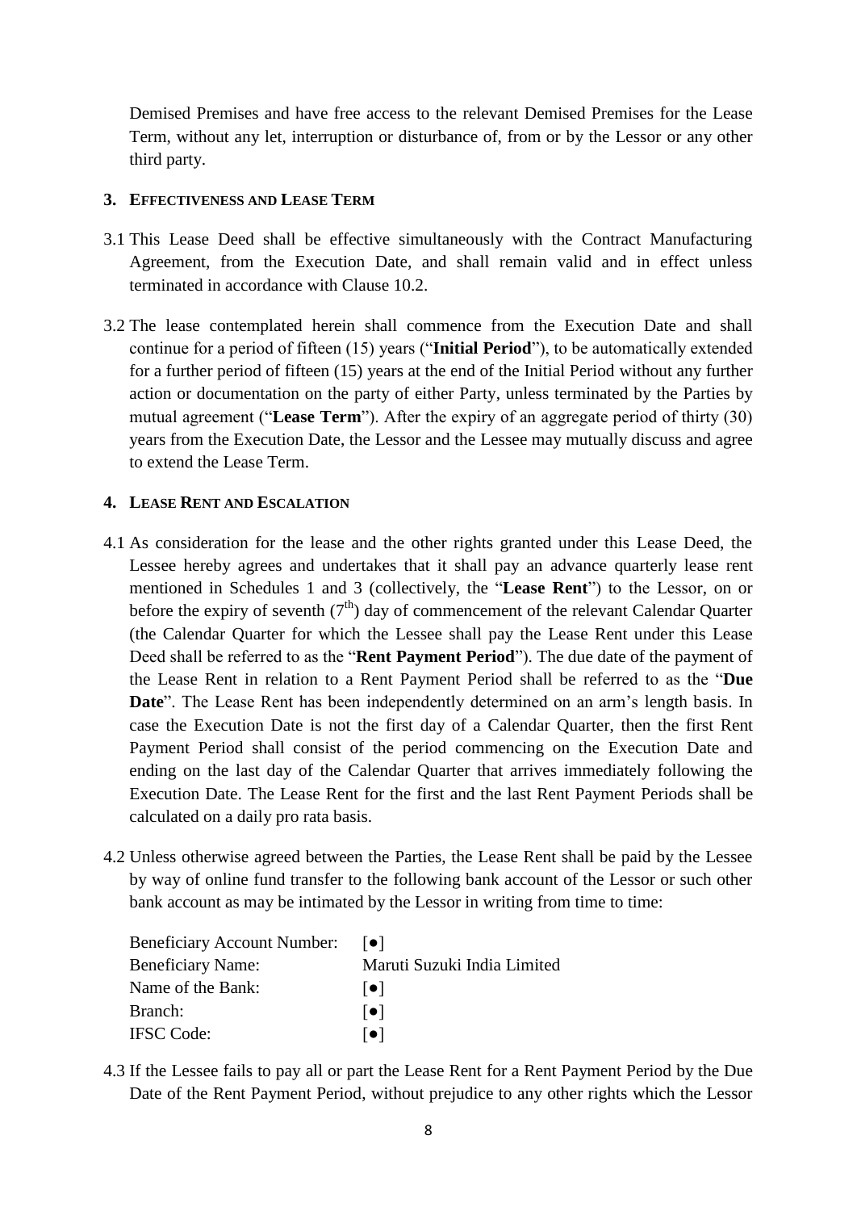Demised Premises and have free access to the relevant Demised Premises for the Lease Term, without any let, interruption or disturbance of, from or by the Lessor or any other third party.

## 3. EFFECTIVENESS AND LEASE TERM

3.1 This Lease Deed shall be effective simultaneously with the Contract Manufacturing Agreement, from the Execution Date, and shall remain valid and in effect unless terminated in accordance with Clause 10.2.

3.2 The lease contemplated herein shall commence from the Execution Date and shall continue for a period of fifteen (15) years ("**Initial Period**"), to be automatically extended for a further period of fifteen (15) years at the end of the Initial Period without any further action or documentation on the party of either Party, unless terminated by the Parties by mutual agreement ("**Lease Term**"). After the expiry of an aggregate period of thirty (30) years from the Execution Date, the Lessor and the Lessee may mutually discuss and agree to extend the Lease Term.

## 4. LEASE RENT AND ESCALATION

4.1 As consideration for the lease and the other rights granted under this Lease Deed, the Lessee hereby agrees and undertakes that it shall pay an advance quarterly lease rent mentioned in Schedules 1 and 3 (collectively, the "**Lease Rent**") to the Lessor, on or before the expiry of seventh (7th) day of commencement of the relevant Calendar Quarter (the Calendar Quarter for which the Lessee shall pay the Lease Rent under this Lease Deed shall be referred to as the "**Rent Payment Period**"). The due date of the payment of the Lease Rent in relation to a Rent Payment Period shall be referred to as the "**Due Date**". The Lease Rent has been independently determined on an arm's length basis. In case the Execution Date is not the first day of a Calendar Quarter, then the first Rent Payment Period shall consist of the period commencing on the Execution Date and ending on the last day of the Calendar Quarter that arrives immediately following the Execution Date. The Lease Rent for the first and the last Rent Payment Periods shall be calculated on a daily pro rata basis.

4.2 Unless otherwise agreed between the Parties, the Lease Rent shall be paid by the Lessee by way of online fund transfer to the following bank account of the Lessor or such other bank account as may be intimated by the Lessor in writing from time to time:

| | |
|---|---|
| Beneficiary Account Number: | [●] |
| Beneficiary Name: | Maruti Suzuki India Limited |
| Name of the Bank: | [●] |
| Branch: | [●] |
| IFSC Code: | [●] |

4.3 If the Lessee fails to pay all or part the Lease Rent for a Rent Payment Period by the Due Date of the Rent Payment Period, without prejudice to any other rights which the Lessor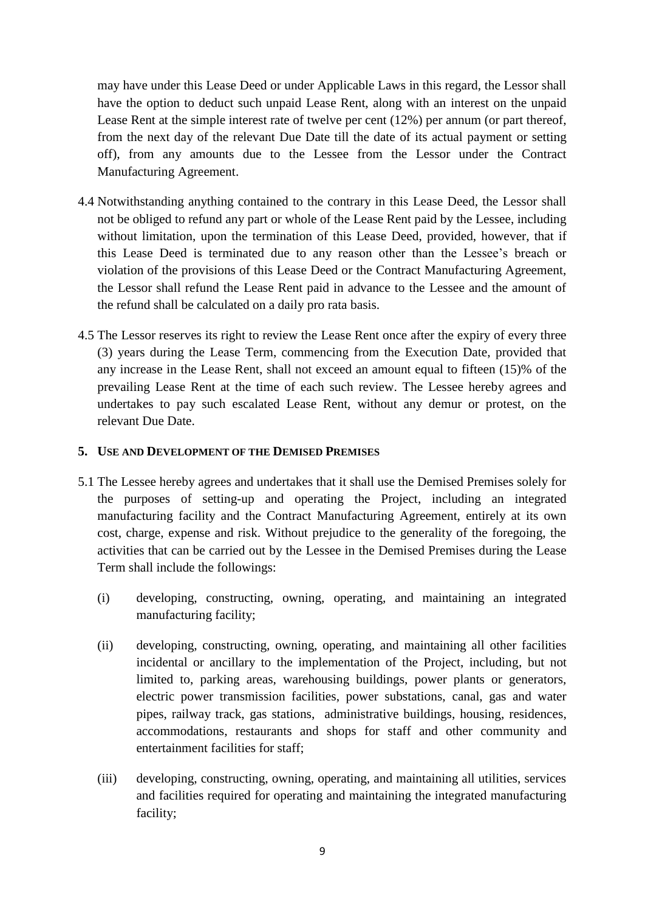may have under this Lease Deed or under Applicable Laws in this regard, the Lessor shall have the option to deduct such unpaid Lease Rent, along with an interest on the unpaid Lease Rent at the simple interest rate of twelve per cent (12%) per annum (or part thereof, from the next day of the relevant Due Date till the date of its actual payment or setting off), from any amounts due to the Lessee from the Lessor under the Contract Manufacturing Agreement.

4.4 Notwithstanding anything contained to the contrary in this Lease Deed, the Lessor shall not be obliged to refund any part or whole of the Lease Rent paid by the Lessee, including without limitation, upon the termination of this Lease Deed, provided, however, that if this Lease Deed is terminated due to any reason other than the Lessee's breach or violation of the provisions of this Lease Deed or the Contract Manufacturing Agreement, the Lessor shall refund the Lease Rent paid in advance to the Lessee and the amount of the refund shall be calculated on a daily pro rata basis.

4.5 The Lessor reserves its right to review the Lease Rent once after the expiry of every three (3) years during the Lease Term, commencing from the Execution Date, provided that any increase in the Lease Rent, shall not exceed an amount equal to fifteen (15)% of the prevailing Lease Rent at the time of each such review. The Lessee hereby agrees and undertakes to pay such escalated Lease Rent, without any demur or protest, on the relevant Due Date.

## 5. USE AND DEVELOPMENT OF THE DEMISED PREMISES

5.1 The Lessee hereby agrees and undertakes that it shall use the Demised Premises solely for the purposes of setting-up and operating the Project, including an integrated manufacturing facility and the Contract Manufacturing Agreement, entirely at its own cost, charge, expense and risk. Without prejudice to the generality of the foregoing, the activities that can be carried out by the Lessee in the Demised Premises during the Lease Term shall include the followings:

(i) developing, constructing, owning, operating, and maintaining an integrated manufacturing facility;

(ii) developing, constructing, owning, operating, and maintaining all other facilities incidental or ancillary to the implementation of the Project, including, but not limited to, parking areas, warehousing buildings, power plants or generators, electric power transmission facilities, power substations, canal, gas and water pipes, railway track, gas stations, administrative buildings, housing, residences, accommodations, restaurants and shops for staff and other community and entertainment facilities for staff;

(iii) developing, constructing, owning, operating, and maintaining all utilities, services and facilities required for operating and maintaining the integrated manufacturing facility;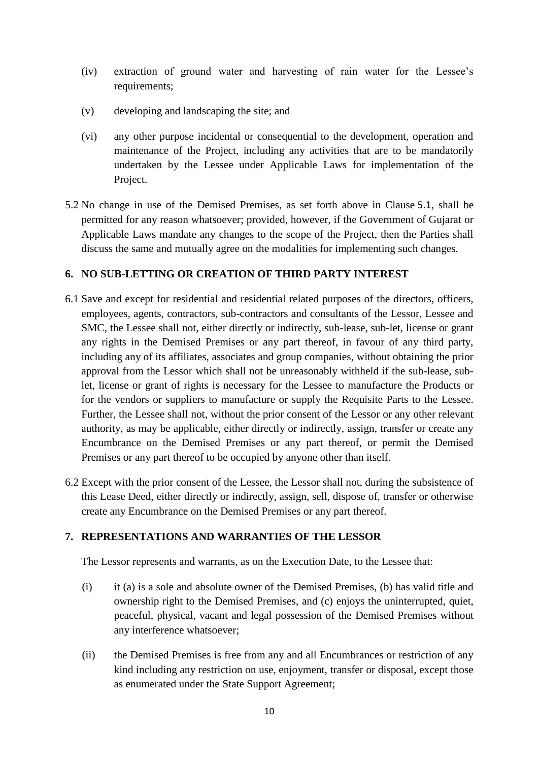(iv) extraction of ground water and harvesting of rain water for the Lessee's requirements;

(v) developing and landscaping the site; and

(vi) any other purpose incidental or consequential to the development, operation and maintenance of the Project, including any activities that are to be mandatorily undertaken by the Lessee under Applicable Laws for implementation of the Project.

5.2 No change in use of the Demised Premises, as set forth above in Clause 5.1, shall be permitted for any reason whatsoever; provided, however, if the Government of Gujarat or Applicable Laws mandate any changes to the scope of the Project, then the Parties shall discuss the same and mutually agree on the modalities for implementing such changes.

## 6. NO SUB-LETTING OR CREATION OF THIRD PARTY INTEREST

6.1 Save and except for residential and residential related purposes of the directors, officers, employees, agents, contractors, sub-contractors and consultants of the Lessor, Lessee and SMC, the Lessee shall not, either directly or indirectly, sub-lease, sub-let, license or grant any rights in the Demised Premises or any part thereof, in favour of any third party, including any of its affiliates, associates and group companies, without obtaining the prior approval from the Lessor which shall not be unreasonably withheld if the sub-lease, sub-let, license or grant of rights is necessary for the Lessee to manufacture the Products or for the vendors or suppliers to manufacture or supply the Requisite Parts to the Lessee. Further, the Lessee shall not, without the prior consent of the Lessor or any other relevant authority, as may be applicable, either directly or indirectly, assign, transfer or create any Encumbrance on the Demised Premises or any part thereof, or permit the Demised Premises or any part thereof to be occupied by anyone other than itself.

6.2 Except with the prior consent of the Lessee, the Lessor shall not, during the subsistence of this Lease Deed, either directly or indirectly, assign, sell, dispose of, transfer or otherwise create any Encumbrance on the Demised Premises or any part thereof.

## 7. REPRESENTATIONS AND WARRANTIES OF THE LESSOR

The Lessor represents and warrants, as on the Execution Date, to the Lessee that:

(i) it (a) is a sole and absolute owner of the Demised Premises, (b) has valid title and ownership right to the Demised Premises, and (c) enjoys the uninterrupted, quiet, peaceful, physical, vacant and legal possession of the Demised Premises without any interference whatsoever;

(ii) the Demised Premises is free from any and all Encumbrances or restriction of any kind including any restriction on use, enjoyment, transfer or disposal, except those as enumerated under the State Support Agreement;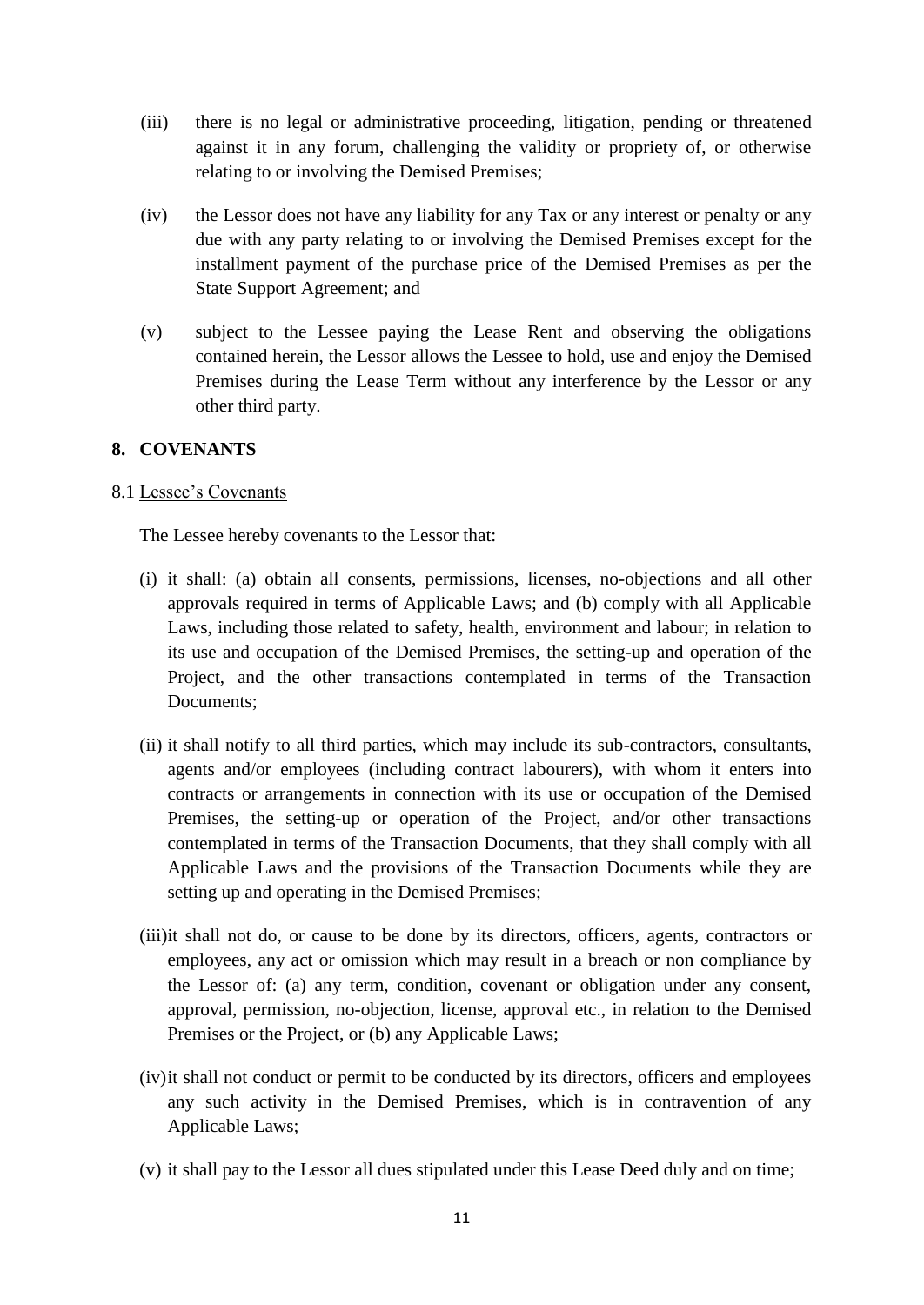(iii) there is no legal or administrative proceeding, litigation, pending or threatened against it in any forum, challenging the validity or propriety of, or otherwise relating to or involving the Demised Premises;

(iv) the Lessor does not have any liability for any Tax or any interest or penalty or any due with any party relating to or involving the Demised Premises except for the installment payment of the purchase price of the Demised Premises as per the State Support Agreement; and

(v) subject to the Lessee paying the Lease Rent and observing the obligations contained herein, the Lessor allows the Lessee to hold, use and enjoy the Demised Premises during the Lease Term without any interference by the Lessor or any other third party.

## 8. COVENANTS

8.1 Lessee's Covenants

The Lessee hereby covenants to the Lessor that:

(i) it shall: (a) obtain all consents, permissions, licenses, no-objections and all other approvals required in terms of Applicable Laws; and (b) comply with all Applicable Laws, including those related to safety, health, environment and labour; in relation to its use and occupation of the Demised Premises, the setting-up and operation of the Project, and the other transactions contemplated in terms of the Transaction Documents;

(ii) it shall notify to all third parties, which may include its sub-contractors, consultants, agents and/or employees (including contract labourers), with whom it enters into contracts or arrangements in connection with its use or occupation of the Demised Premises, the setting-up or operation of the Project, and/or other transactions contemplated in terms of the Transaction Documents, that they shall comply with all Applicable Laws and the provisions of the Transaction Documents while they are setting up and operating in the Demised Premises;

(iii) it shall not do, or cause to be done by its directors, officers, agents, contractors or employees, any act or omission which may result in a breach or non compliance by the Lessor of: (a) any term, condition, covenant or obligation under any consent, approval, permission, no-objection, license, approval etc., in relation to the Demised Premises or the Project, or (b) any Applicable Laws;

(iv) it shall not conduct or permit to be conducted by its directors, officers and employees any such activity in the Demised Premises, which is in contravention of any Applicable Laws;

(v) it shall pay to the Lessor all dues stipulated under this Lease Deed duly and on time;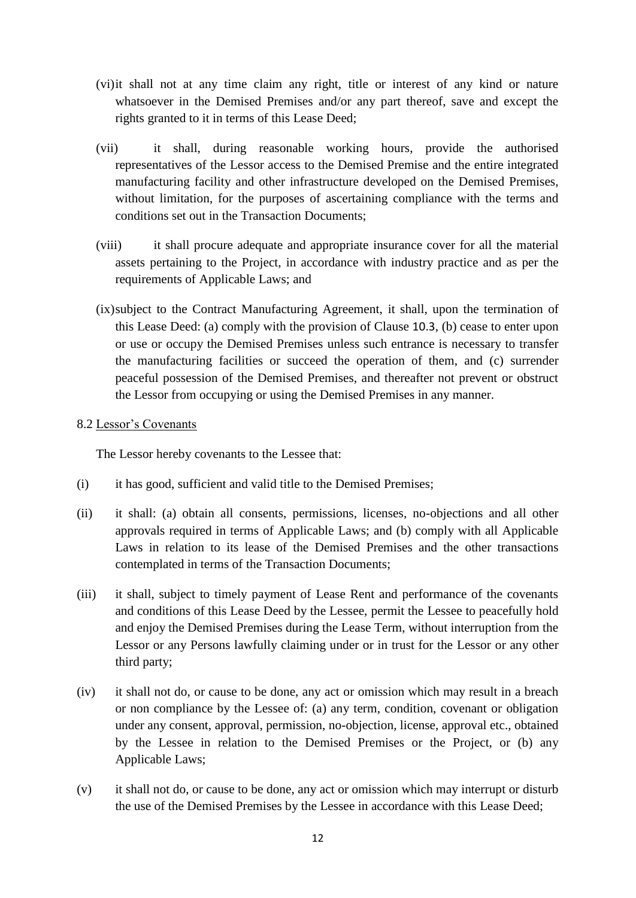(vi) it shall not at any time claim any right, title or interest of any kind or nature whatsoever in the Demised Premises and/or any part thereof, save and except the rights granted to it in terms of this Lease Deed;

(vii) it shall, during reasonable working hours, provide the authorised representatives of the Lessor access to the Demised Premise and the entire integrated manufacturing facility and other infrastructure developed on the Demised Premises, without limitation, for the purposes of ascertaining compliance with the terms and conditions set out in the Transaction Documents;

(viii) it shall procure adequate and appropriate insurance cover for all the material assets pertaining to the Project, in accordance with industry practice and as per the requirements of Applicable Laws; and

(ix) subject to the Contract Manufacturing Agreement, it shall, upon the termination of this Lease Deed: (a) comply with the provision of Clause 10.3, (b) cease to enter upon or use or occupy the Demised Premises unless such entrance is necessary to transfer the manufacturing facilities or succeed the operation of them, and (c) surrender peaceful possession of the Demised Premises, and thereafter not prevent or obstruct the Lessor from occupying or using the Demised Premises in any manner.

8.2 Lessor's Covenants

The Lessor hereby covenants to the Lessee that:

(i) it has good, sufficient and valid title to the Demised Premises;

(ii) it shall: (a) obtain all consents, permissions, licenses, no-objections and all other approvals required in terms of Applicable Laws; and (b) comply with all Applicable Laws in relation to its lease of the Demised Premises and the other transactions contemplated in terms of the Transaction Documents;

(iii) it shall, subject to timely payment of Lease Rent and performance of the covenants and conditions of this Lease Deed by the Lessee, permit the Lessee to peacefully hold and enjoy the Demised Premises during the Lease Term, without interruption from the Lessor or any Persons lawfully claiming under or in trust for the Lessor or any other third party;

(iv) it shall not do, or cause to be done, any act or omission which may result in a breach or non compliance by the Lessee of: (a) any term, condition, covenant or obligation under any consent, approval, permission, no-objection, license, approval etc., obtained by the Lessee in relation to the Demised Premises or the Project, or (b) any Applicable Laws;

(v) it shall not do, or cause to be done, any act or omission which may interrupt or disturb the use of the Demised Premises by the Lessee in accordance with this Lease Deed;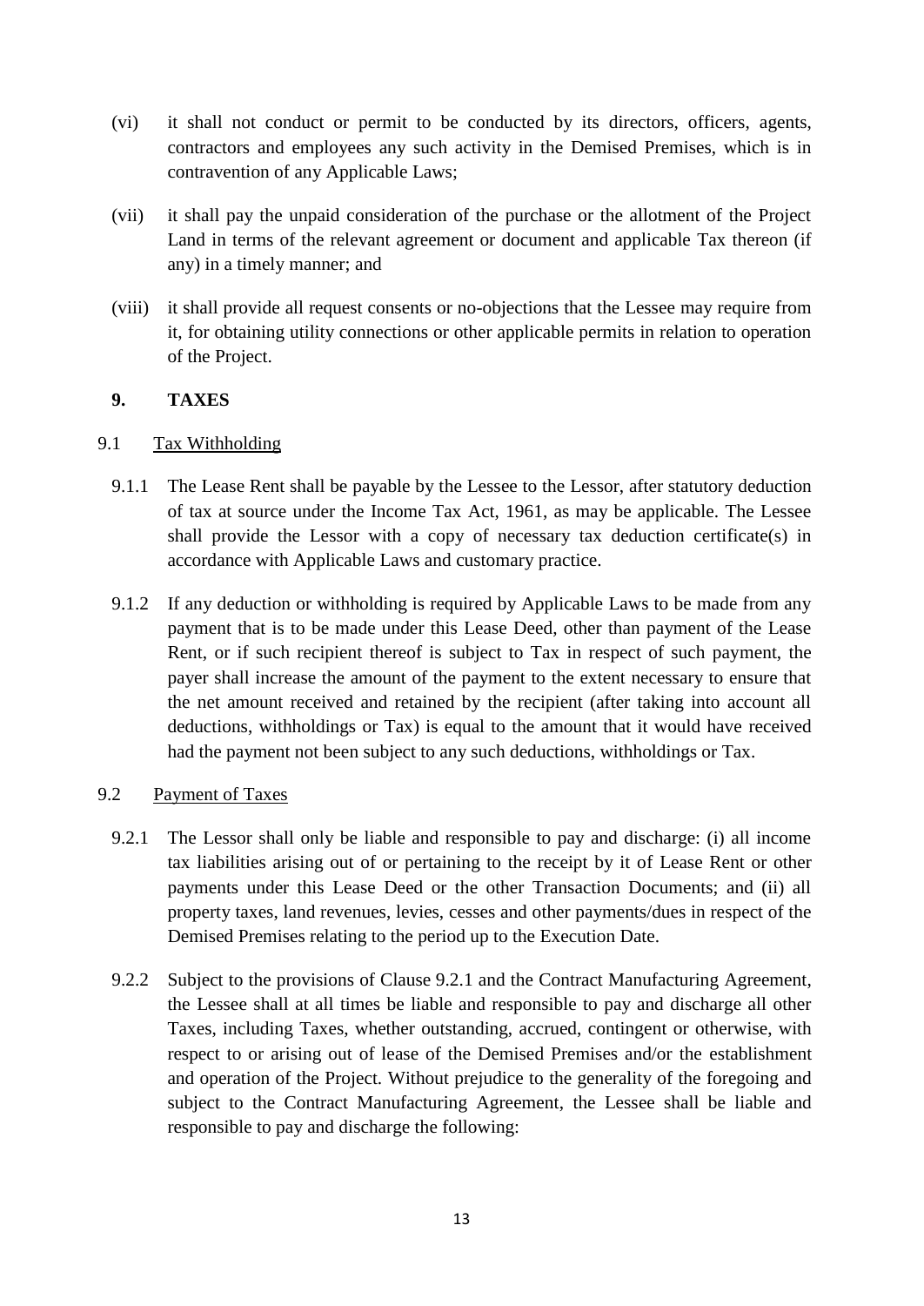(vi) it shall not conduct or permit to be conducted by its directors, officers, agents, contractors and employees any such activity in the Demised Premises, which is in contravention of any Applicable Laws;

(vii) it shall pay the unpaid consideration of the purchase or the allotment of the Project Land in terms of the relevant agreement or document and applicable Tax thereon (if any) in a timely manner; and

(viii) it shall provide all request consents or no-objections that the Lessee may require from it, for obtaining utility connections or other applicable permits in relation to operation of the Project.

## 9. TAXES

9.1 Tax Withholding

9.1.1 The Lease Rent shall be payable by the Lessee to the Lessor, after statutory deduction of tax at source under the Income Tax Act, 1961, as may be applicable. The Lessee shall provide the Lessor with a copy of necessary tax deduction certificate(s) in accordance with Applicable Laws and customary practice.

9.1.2 If any deduction or withholding is required by Applicable Laws to be made from any payment that is to be made under this Lease Deed, other than payment of the Lease Rent, or if such recipient thereof is subject to Tax in respect of such payment, the payer shall increase the amount of the payment to the extent necessary to ensure that the net amount received and retained by the recipient (after taking into account all deductions, withholdings or Tax) is equal to the amount that it would have received had the payment not been subject to any such deductions, withholdings or Tax.

9.2 Payment of Taxes

9.2.1 The Lessor shall only be liable and responsible to pay and discharge: (i) all income tax liabilities arising out of or pertaining to the receipt by it of Lease Rent or other payments under this Lease Deed or the other Transaction Documents; and (ii) all property taxes, land revenues, levies, cesses and other payments/dues in respect of the Demised Premises relating to the period up to the Execution Date.

9.2.2 Subject to the provisions of Clause 9.2.1 and the Contract Manufacturing Agreement, the Lessee shall at all times be liable and responsible to pay and discharge all other Taxes, including Taxes, whether outstanding, accrued, contingent or otherwise, with respect to or arising out of lease of the Demised Premises and/or the establishment and operation of the Project. Without prejudice to the generality of the foregoing and subject to the Contract Manufacturing Agreement, the Lessee shall be liable and responsible to pay and discharge the following: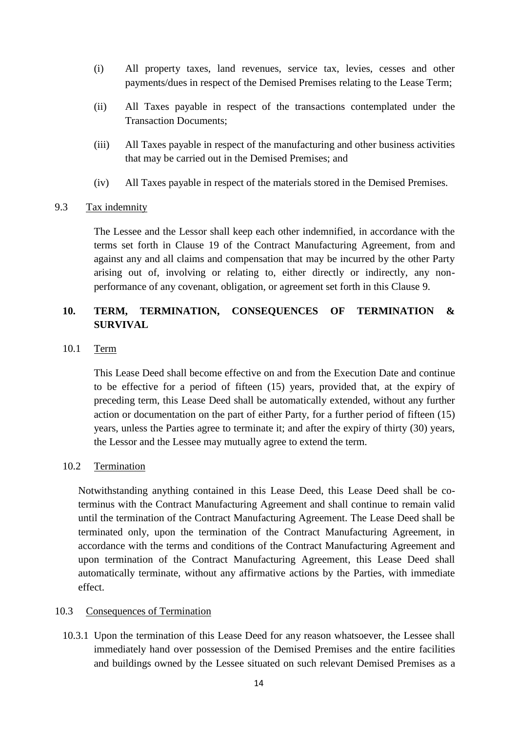(i) All property taxes, land revenues, service tax, levies, cesses and other payments/dues in respect of the Demised Premises relating to the Lease Term;

(ii) All Taxes payable in respect of the transactions contemplated under the Transaction Documents;

(iii) All Taxes payable in respect of the manufacturing and other business activities that may be carried out in the Demised Premises; and

(iv) All Taxes payable in respect of the materials stored in the Demised Premises.

9.3 Tax indemnity

The Lessee and the Lessor shall keep each other indemnified, in accordance with the terms set forth in Clause 19 of the Contract Manufacturing Agreement, from and against any and all claims and compensation that may be incurred by the other Party arising out of, involving or relating to, either directly or indirectly, any non-performance of any covenant, obligation, or agreement set forth in this Clause 9.

## 10. TERM, TERMINATION, CONSEQUENCES OF TERMINATION & SURVIVAL

10.1 Term

This Lease Deed shall become effective on and from the Execution Date and continue to be effective for a period of fifteen (15) years, provided that, at the expiry of preceding term, this Lease Deed shall be automatically extended, without any further action or documentation on the part of either Party, for a further period of fifteen (15) years, unless the Parties agree to terminate it; and after the expiry of thirty (30) years, the Lessor and the Lessee may mutually agree to extend the term.

10.2 Termination

Notwithstanding anything contained in this Lease Deed, this Lease Deed shall be co-terminus with the Contract Manufacturing Agreement and shall continue to remain valid until the termination of the Contract Manufacturing Agreement. The Lease Deed shall be terminated only, upon the termination of the Contract Manufacturing Agreement, in accordance with the terms and conditions of the Contract Manufacturing Agreement and upon termination of the Contract Manufacturing Agreement, this Lease Deed shall automatically terminate, without any affirmative actions by the Parties, with immediate effect.

10.3 Consequences of Termination

10.3.1 Upon the termination of this Lease Deed for any reason whatsoever, the Lessee shall immediately hand over possession of the Demised Premises and the entire facilities and buildings owned by the Lessee situated on such relevant Demised Premises as a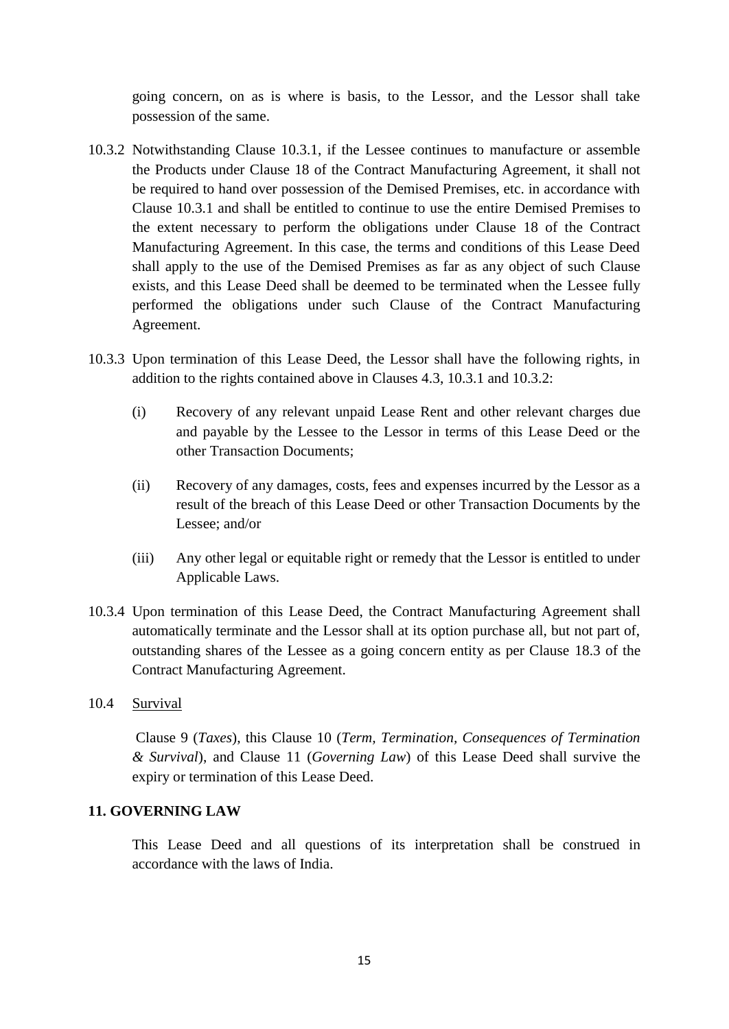going concern, on as is where is basis, to the Lessor, and the Lessor shall take possession of the same.

10.3.2 Notwithstanding Clause 10.3.1, if the Lessee continues to manufacture or assemble the Products under Clause 18 of the Contract Manufacturing Agreement, it shall not be required to hand over possession of the Demised Premises, etc. in accordance with Clause 10.3.1 and shall be entitled to continue to use the entire Demised Premises to the extent necessary to perform the obligations under Clause 18 of the Contract Manufacturing Agreement. In this case, the terms and conditions of this Lease Deed shall apply to the use of the Demised Premises as far as any object of such Clause exists, and this Lease Deed shall be deemed to be terminated when the Lessee fully performed the obligations under such Clause of the Contract Manufacturing Agreement.

10.3.3 Upon termination of this Lease Deed, the Lessor shall have the following rights, in addition to the rights contained above in Clauses 4.3, 10.3.1 and 10.3.2:

(i) Recovery of any relevant unpaid Lease Rent and other relevant charges due and payable by the Lessee to the Lessor in terms of this Lease Deed or the other Transaction Documents;

(ii) Recovery of any damages, costs, fees and expenses incurred by the Lessor as a result of the breach of this Lease Deed or other Transaction Documents by the Lessee; and/or

(iii) Any other legal or equitable right or remedy that the Lessor is entitled to under Applicable Laws.

10.3.4 Upon termination of this Lease Deed, the Contract Manufacturing Agreement shall automatically terminate and the Lessor shall at its option purchase all, but not part of, outstanding shares of the Lessee as a going concern entity as per Clause 18.3 of the Contract Manufacturing Agreement.

10.4 <u>Survival</u>

Clause 9 (*Taxes*), this Clause 10 (*Term, Termination, Consequences of Termination & Survival*), and Clause 11 (*Governing Law*) of this Lease Deed shall survive the expiry or termination of this Lease Deed.

**11. GOVERNING LAW**

This Lease Deed and all questions of its interpretation shall be construed in accordance with the laws of India.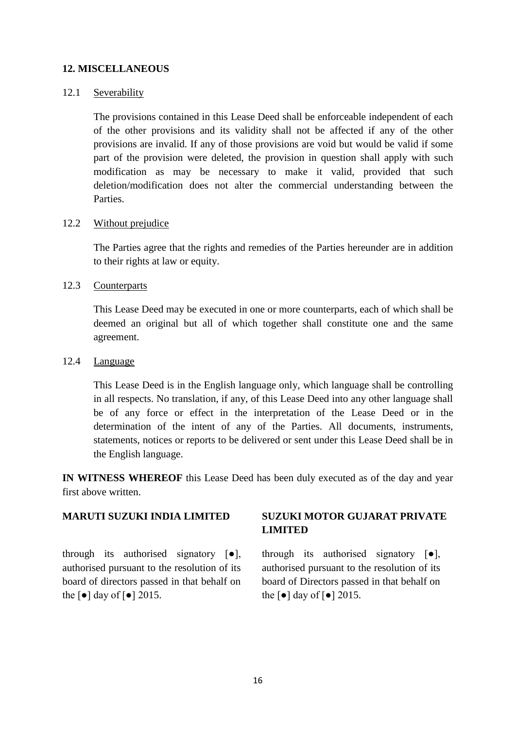## 12. MISCELLANEOUS

12.1 Severability

The provisions contained in this Lease Deed shall be enforceable independent of each of the other provisions and its validity shall not be affected if any of the other provisions are invalid. If any of those provisions are void but would be valid if some part of the provision were deleted, the provision in question shall apply with such modification as may be necessary to make it valid, provided that such deletion/modification does not alter the commercial understanding between the Parties.

12.2 Without prejudice

The Parties agree that the rights and remedies of the Parties hereunder are in addition to their rights at law or equity.

12.3 Counterparts

This Lease Deed may be executed in one or more counterparts, each of which shall be deemed an original but all of which together shall constitute one and the same agreement.

12.4 Language

This Lease Deed is in the English language only, which language shall be controlling in all respects. No translation, if any, of this Lease Deed into any other language shall be of any force or effect in the interpretation of the Lease Deed or in the determination of the intent of any of the Parties. All documents, instruments, statements, notices or reports to be delivered or sent under this Lease Deed shall be in the English language.

**IN WITNESS WHEREOF** this Lease Deed has been duly executed as of the day and year first above written.

**MARUTI SUZUKI INDIA LIMITED**

through its authorised signatory [●], authorised pursuant to the resolution of its board of directors passed in that behalf on the [●] day of [●] 2015.

**SUZUKI MOTOR GUJARAT PRIVATE LIMITED**

through its authorised signatory [●], authorised pursuant to the resolution of its board of Directors passed in that behalf on the [●] day of [●] 2015.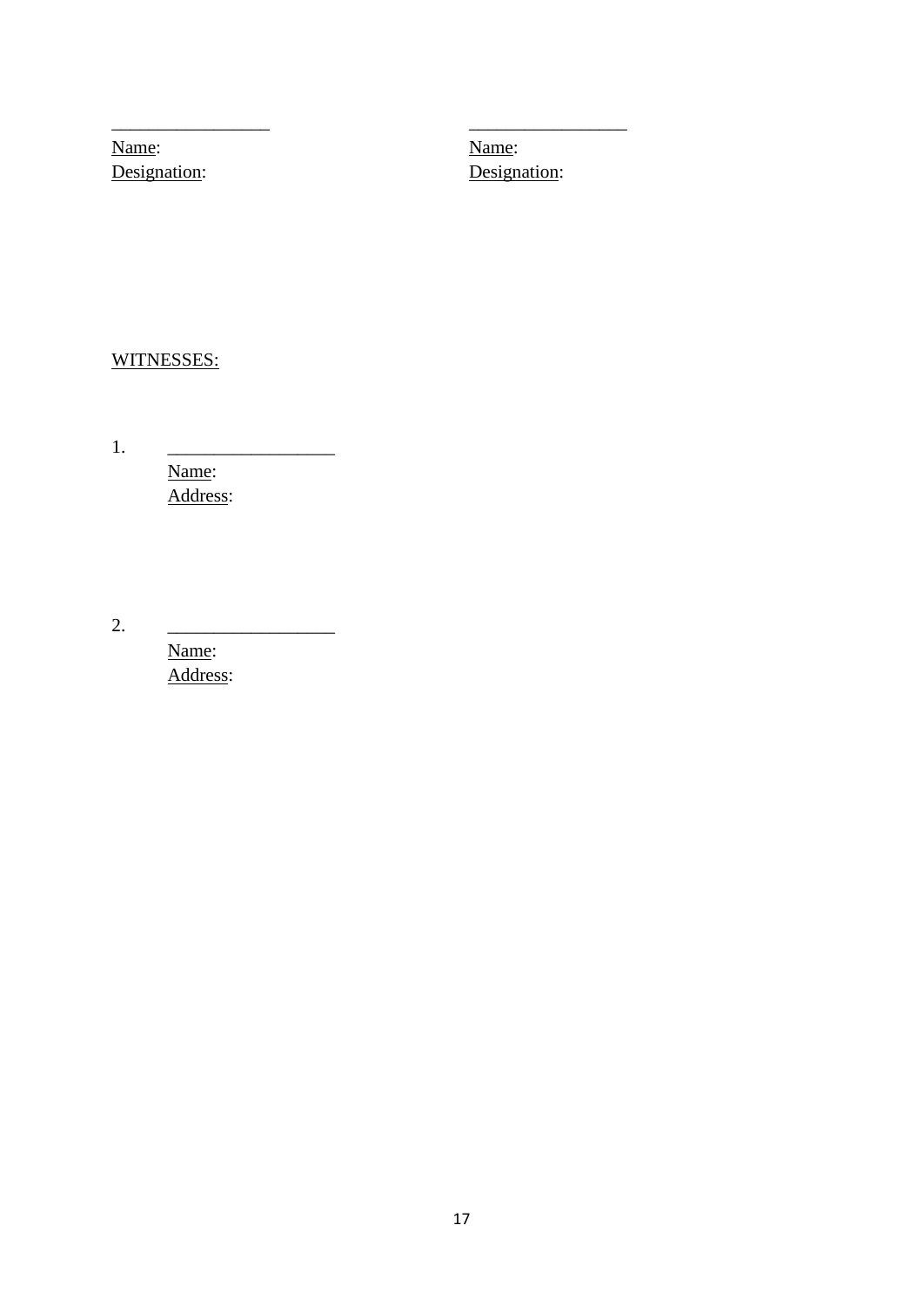| ________________ | ________________ |
| --- | --- |
| Name: | Name: |
| Designation: | Designation: |

WITNESSES:

1. ________________
   Name:
   Address:

2. ________________
   Name:
   Address: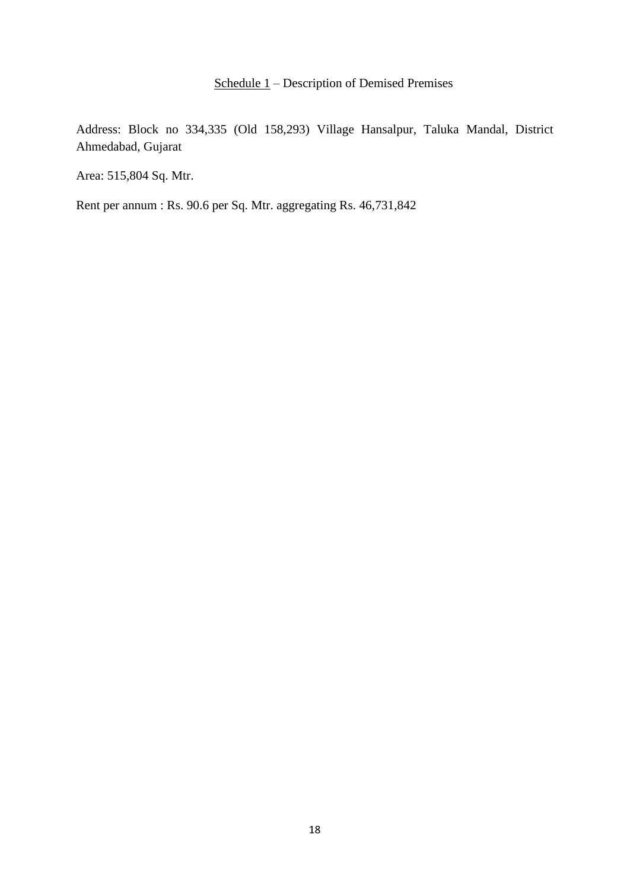## Schedule 1 – Description of Demised Premises

Address: Block no 334,335 (Old 158,293) Village Hansalpur, Taluka Mandal, District Ahmedabad, Gujarat

Area: 515,804 Sq. Mtr.

Rent per annum : Rs. 90.6 per Sq. Mtr. aggregating Rs. 46,731,842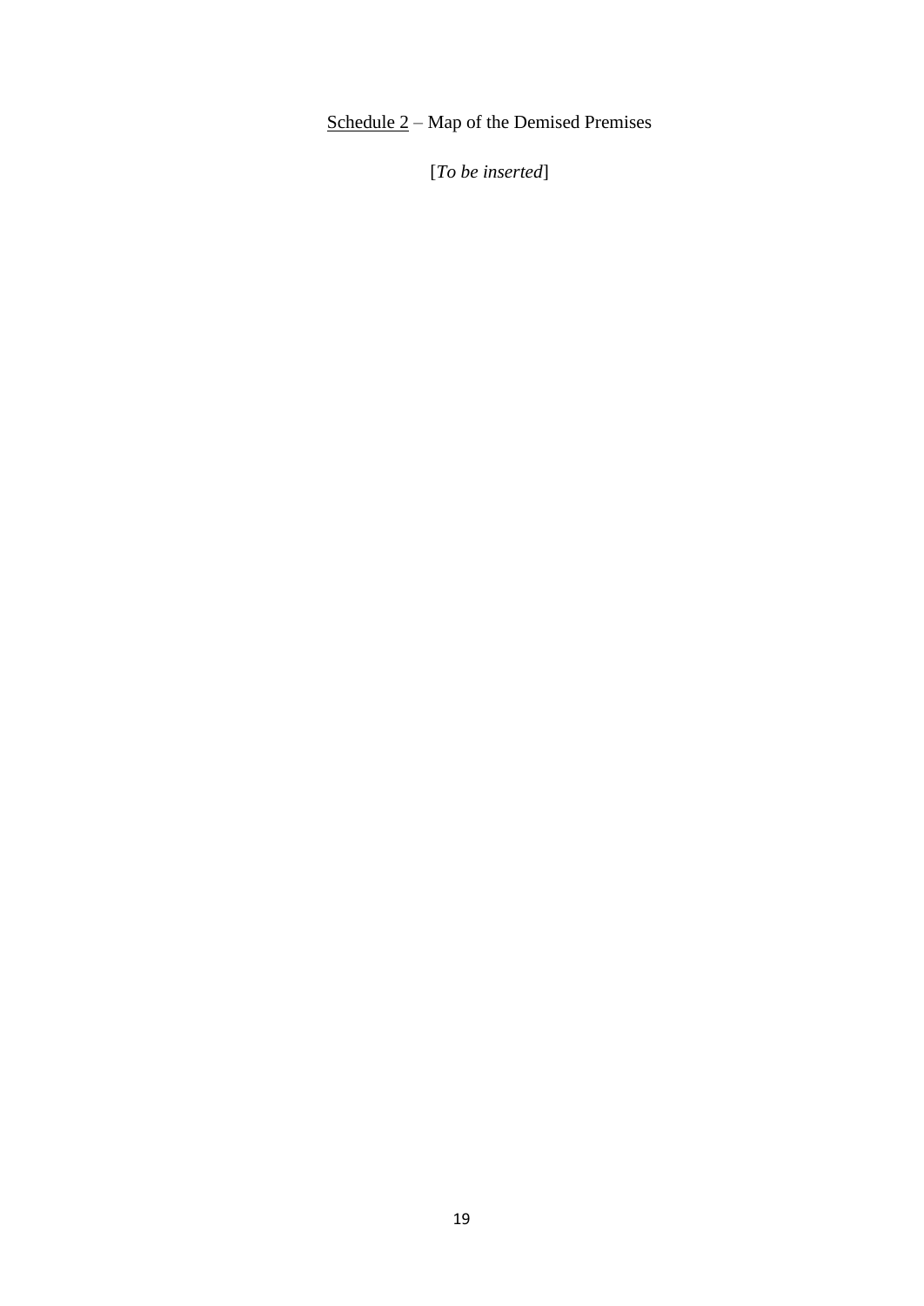<u>Schedule 2</u> – Map of the Demised Premises

[*To be inserted*]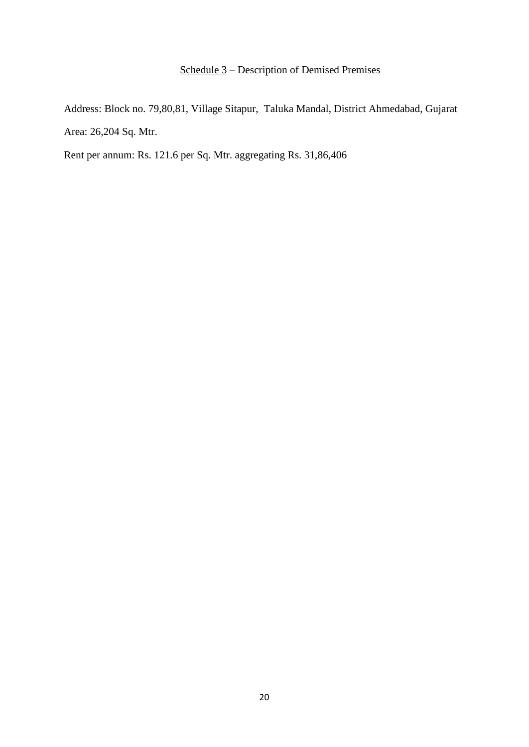## Schedule 3 – Description of Demised Premises

Address: Block no. 79,80,81, Village Sitapur, Taluka Mandal, District Ahmedabad, Gujarat

Area: 26,204 Sq. Mtr.

Rent per annum: Rs. 121.6 per Sq. Mtr. aggregating Rs. 31,86,406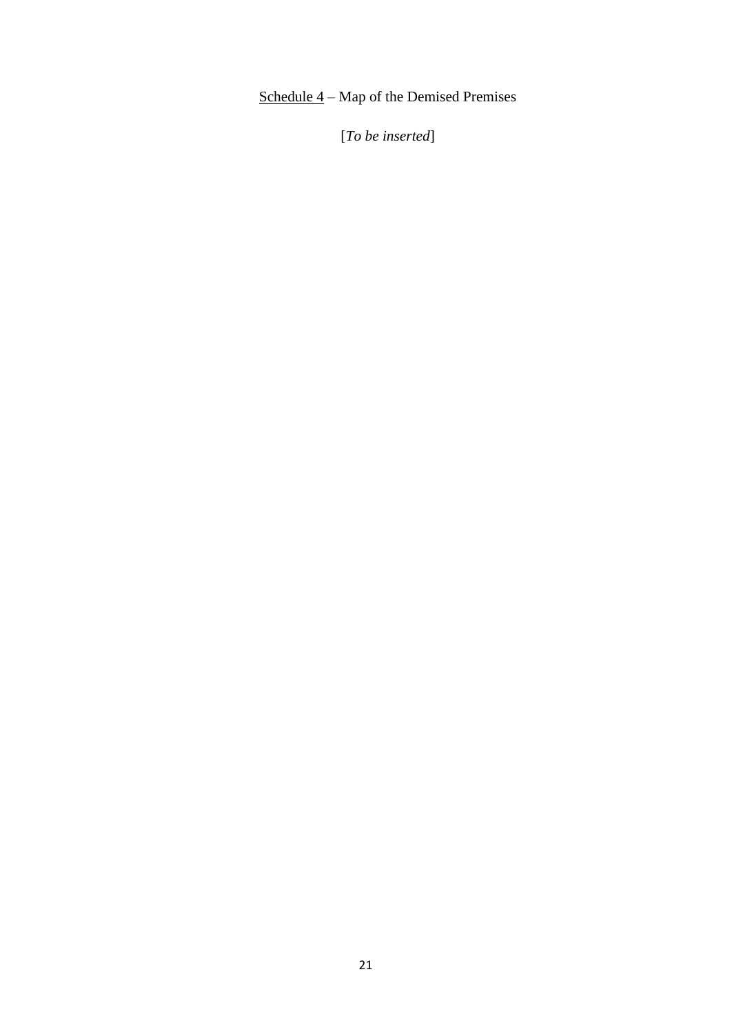<u>Schedule 4</u> – Map of the Demised Premises

[*To be inserted*]